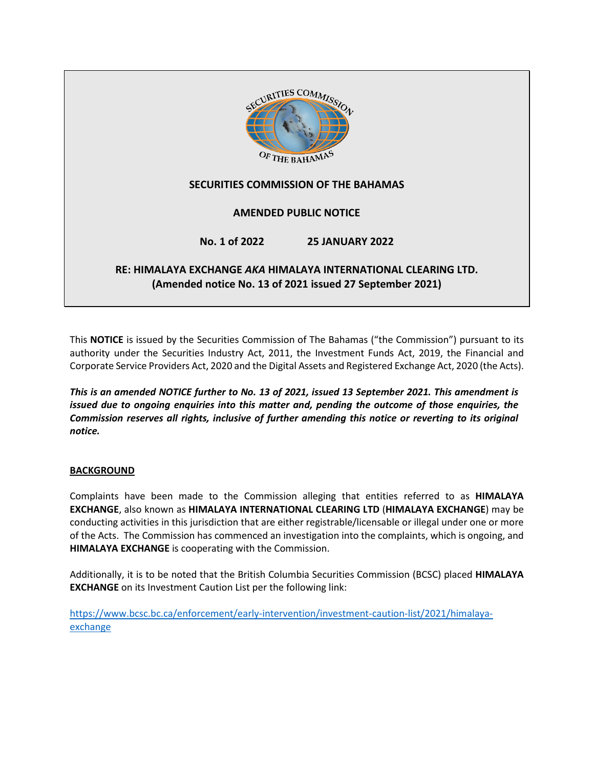**SECURITIES COMMISSION OF THE BAHAMAS**

**AMENDED PUBLIC NOTICE**

**No. 1 of 2022 25 JANUARY 2022**

**RE: HIMALAYA EXCHANGE *AKA* HIMALAYA INTERNATIONAL CLEARING LTD. (Amended notice No. 13 of 2021 issued 27 September 2021)**

This **NOTICE** is issued by the Securities Commission of The Bahamas ("the Commission") pursuant to its authority under the Securities Industry Act, 2011, the Investment Funds Act, 2019, the Financial and Corporate Service Providers Act, 2020 and the Digital Assets and Registered Exchange Act, 2020 (the Acts).

***This is an amended NOTICE further to No. 13 of 2021, issued 13 September 2021. This amendment is issued due to ongoing enquiries into this matter and, pending the outcome of those enquiries, the Commission reserves all rights, inclusive of further amending this notice or reverting to its original notice.***

**BACKGROUND**

Complaints have been made to the Commission alleging that entities referred to as **HIMALAYA EXCHANGE**, also known as **HIMALAYA INTERNATIONAL CLEARING LTD** (**HIMALAYA EXCHANGE**) may be conducting activities in this jurisdiction that are either registrable/licensable or illegal under one or more of the Acts. The Commission has commenced an investigation into the complaints, which is ongoing, and **HIMALAYA EXCHANGE** is cooperating with the Commission.

Additionally, it is to be noted that the British Columbia Securities Commission (BCSC) placed **HIMALAYA EXCHANGE** on its Investment Caution List per the following link:

https://www.bcsc.bc.ca/enforcement/early-intervention/investment-caution-list/2021/himalaya-exchange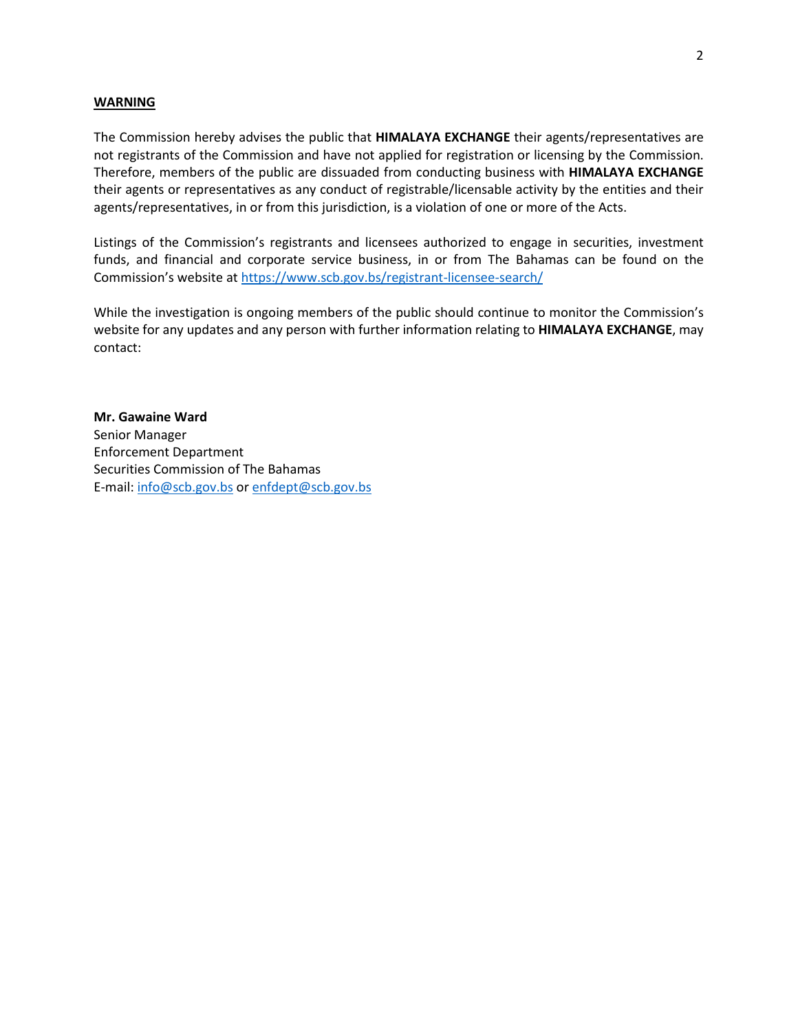**WARNING**

The Commission hereby advises the public that **HIMALAYA EXCHANGE** their agents/representatives are not registrants of the Commission and have not applied for registration or licensing by the Commission. Therefore, members of the public are dissuaded from conducting business with **HIMALAYA EXCHANGE** their agents or representatives as any conduct of registrable/licensable activity by the entities and their agents/representatives, in or from this jurisdiction, is a violation of one or more of the Acts.

Listings of the Commission's registrants and licensees authorized to engage in securities, investment funds, and financial and corporate service business, in or from The Bahamas can be found on the Commission's website at https://www.scb.gov.bs/registrant-licensee-search/

While the investigation is ongoing members of the public should continue to monitor the Commission's website for any updates and any person with further information relating to **HIMALAYA EXCHANGE**, may contact:

**Mr. Gawaine Ward**
Senior Manager
Enforcement Department
Securities Commission of The Bahamas
E-mail: info@scb.gov.bs or enfdept@scb.gov.bs